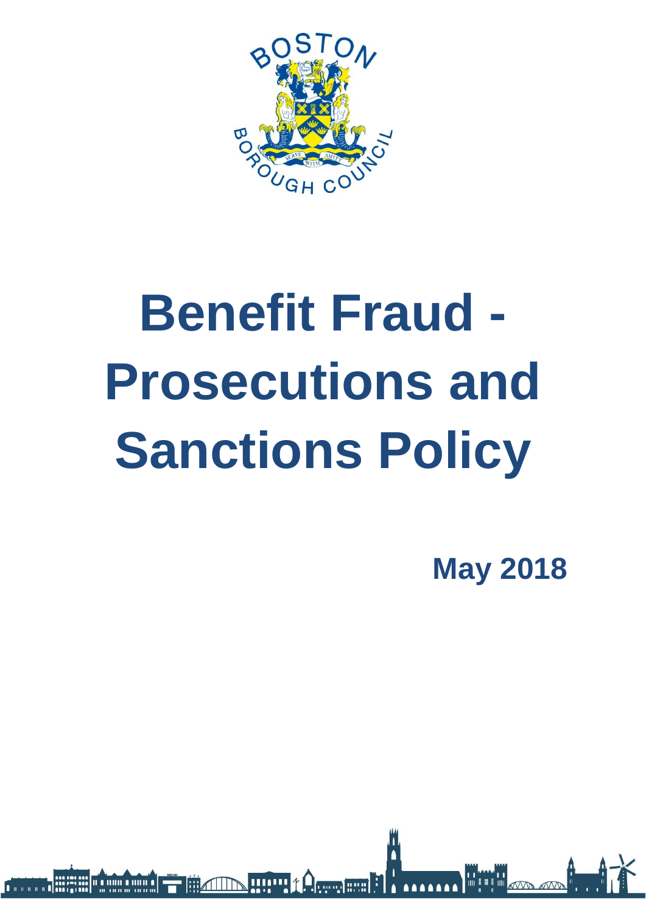# Benefit Fraud - Prosecutions and Sanctions Policy

**May 2018**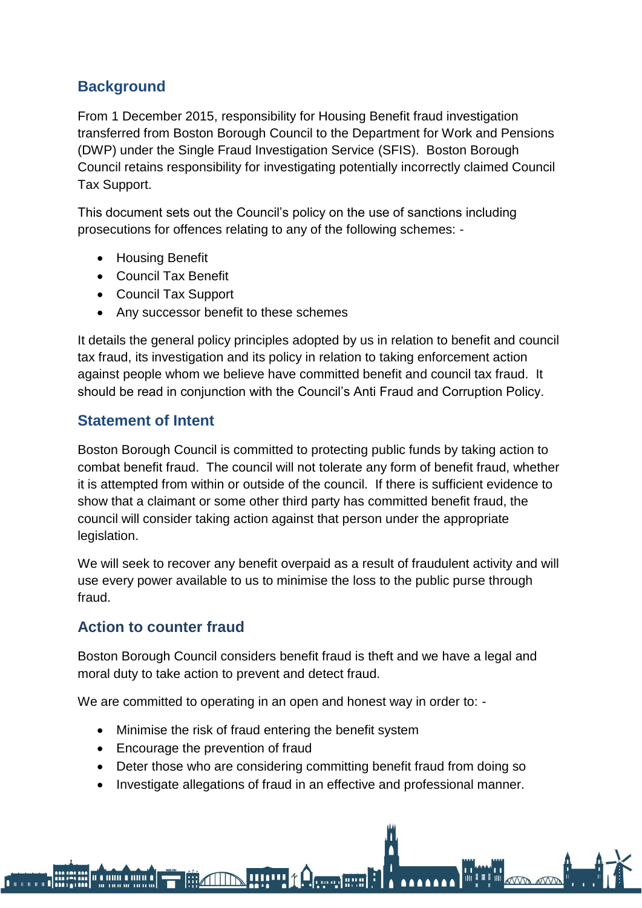## Background

From 1 December 2015, responsibility for Housing Benefit fraud investigation transferred from Boston Borough Council to the Department for Work and Pensions (DWP) under the Single Fraud Investigation Service (SFIS). Boston Borough Council retains responsibility for investigating potentially incorrectly claimed Council Tax Support.

This document sets out the Council's policy on the use of sanctions including prosecutions for offences relating to any of the following schemes: -

- Housing Benefit
- Council Tax Benefit
- Council Tax Support
- Any successor benefit to these schemes

It details the general policy principles adopted by us in relation to benefit and council tax fraud, its investigation and its policy in relation to taking enforcement action against people whom we believe have committed benefit and council tax fraud. It should be read in conjunction with the Council's Anti Fraud and Corruption Policy.

## Statement of Intent

Boston Borough Council is committed to protecting public funds by taking action to combat benefit fraud. The council will not tolerate any form of benefit fraud, whether it is attempted from within or outside of the council. If there is sufficient evidence to show that a claimant or some other third party has committed benefit fraud, the council will consider taking action against that person under the appropriate legislation.

We will seek to recover any benefit overpaid as a result of fraudulent activity and will use every power available to us to minimise the loss to the public purse through fraud.

## Action to counter fraud

Boston Borough Council considers benefit fraud is theft and we have a legal and moral duty to take action to prevent and detect fraud.

We are committed to operating in an open and honest way in order to: -

- Minimise the risk of fraud entering the benefit system
- Encourage the prevention of fraud
- Deter those who are considering committing benefit fraud from doing so
- Investigate allegations of fraud in an effective and professional manner.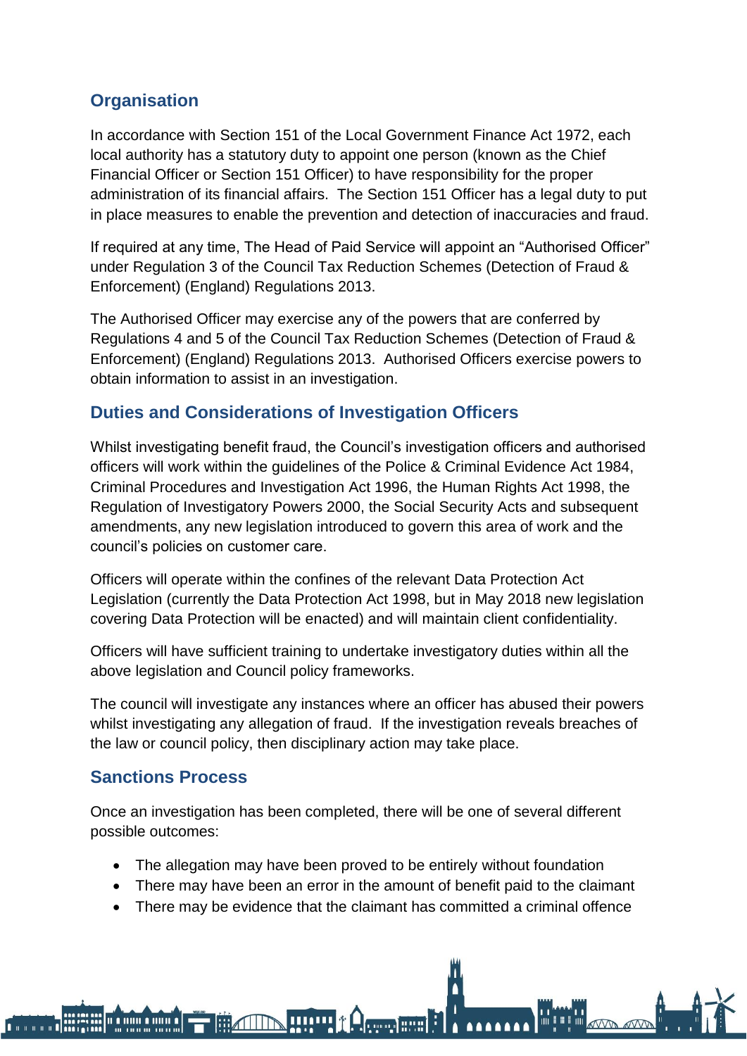## Organisation

In accordance with Section 151 of the Local Government Finance Act 1972, each local authority has a statutory duty to appoint one person (known as the Chief Financial Officer or Section 151 Officer) to have responsibility for the proper administration of its financial affairs. The Section 151 Officer has a legal duty to put in place measures to enable the prevention and detection of inaccuracies and fraud.

If required at any time, The Head of Paid Service will appoint an "Authorised Officer" under Regulation 3 of the Council Tax Reduction Schemes (Detection of Fraud & Enforcement) (England) Regulations 2013.

The Authorised Officer may exercise any of the powers that are conferred by Regulations 4 and 5 of the Council Tax Reduction Schemes (Detection of Fraud & Enforcement) (England) Regulations 2013. Authorised Officers exercise powers to obtain information to assist in an investigation.

## Duties and Considerations of Investigation Officers

Whilst investigating benefit fraud, the Council's investigation officers and authorised officers will work within the guidelines of the Police & Criminal Evidence Act 1984, Criminal Procedures and Investigation Act 1996, the Human Rights Act 1998, the Regulation of Investigatory Powers 2000, the Social Security Acts and subsequent amendments, any new legislation introduced to govern this area of work and the council's policies on customer care.

Officers will operate within the confines of the relevant Data Protection Act Legislation (currently the Data Protection Act 1998, but in May 2018 new legislation covering Data Protection will be enacted) and will maintain client confidentiality.

Officers will have sufficient training to undertake investigatory duties within all the above legislation and Council policy frameworks.

The council will investigate any instances where an officer has abused their powers whilst investigating any allegation of fraud. If the investigation reveals breaches of the law or council policy, then disciplinary action may take place.

## Sanctions Process

Once an investigation has been completed, there will be one of several different possible outcomes:

- The allegation may have been proved to be entirely without foundation
- There may have been an error in the amount of benefit paid to the claimant
- There may be evidence that the claimant has committed a criminal offence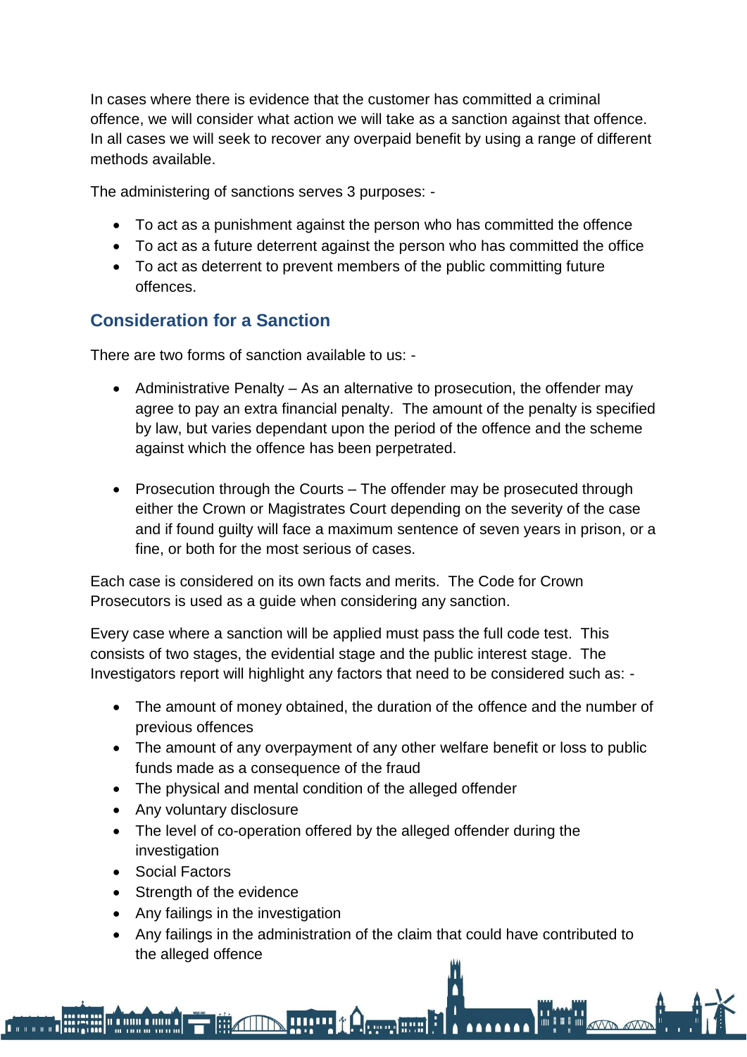In cases where there is evidence that the customer has committed a criminal offence, we will consider what action we will take as a sanction against that offence. In all cases we will seek to recover any overpaid benefit by using a range of different methods available.

The administering of sanctions serves 3 purposes: -

- To act as a punishment against the person who has committed the offence
- To act as a future deterrent against the person who has committed the office
- To act as deterrent to prevent members of the public committing future offences.

## Consideration for a Sanction

There are two forms of sanction available to us: -

- Administrative Penalty – As an alternative to prosecution, the offender may agree to pay an extra financial penalty. The amount of the penalty is specified by law, but varies dependant upon the period of the offence and the scheme against which the offence has been perpetrated.

- Prosecution through the Courts – The offender may be prosecuted through either the Crown or Magistrates Court depending on the severity of the case and if found guilty will face a maximum sentence of seven years in prison, or a fine, or both for the most serious of cases.

Each case is considered on its own facts and merits. The Code for Crown Prosecutors is used as a guide when considering any sanction.

Every case where a sanction will be applied must pass the full code test. This consists of two stages, the evidential stage and the public interest stage. The Investigators report will highlight any factors that need to be considered such as: -

- The amount of money obtained, the duration of the offence and the number of previous offences
- The amount of any overpayment of any other welfare benefit or loss to public funds made as a consequence of the fraud
- The physical and mental condition of the alleged offender
- Any voluntary disclosure
- The level of co-operation offered by the alleged offender during the investigation
- Social Factors
- Strength of the evidence
- Any failings in the investigation
- Any failings in the administration of the claim that could have contributed to the alleged offence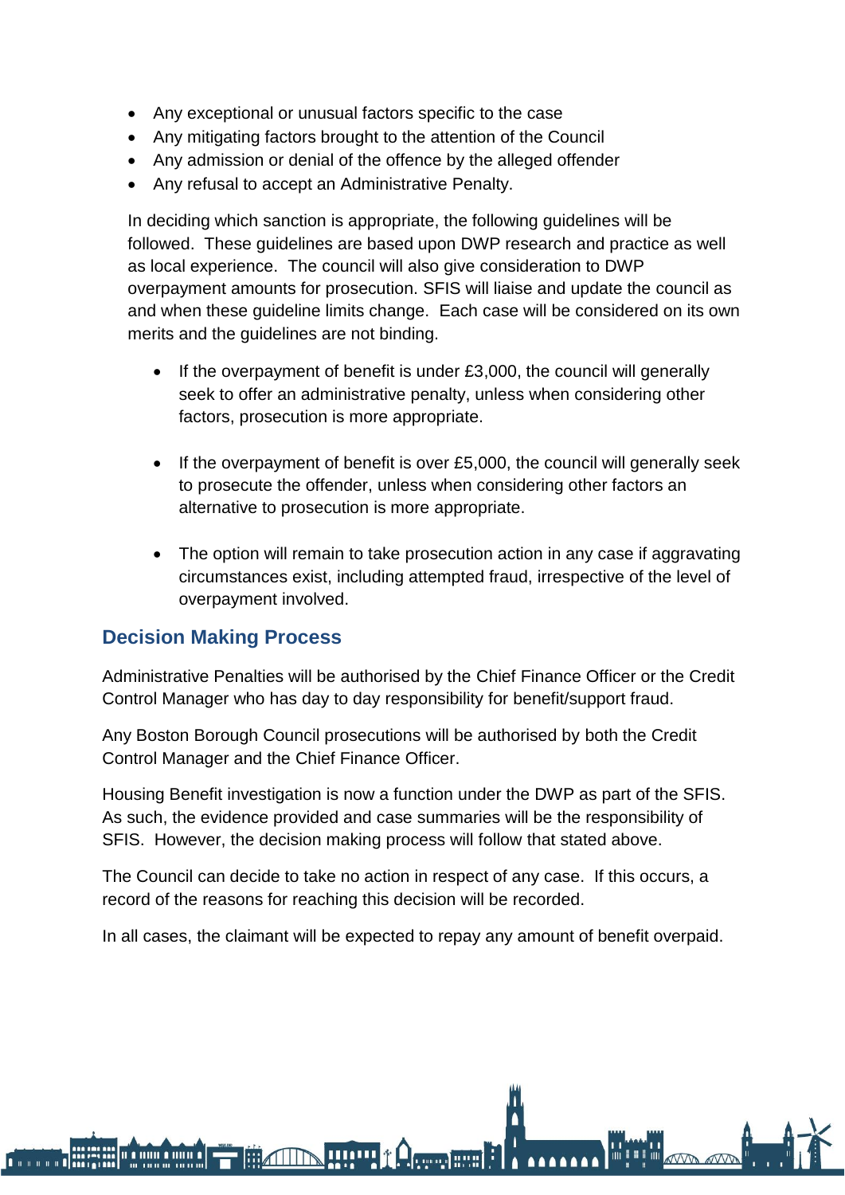- Any exceptional or unusual factors specific to the case
- Any mitigating factors brought to the attention of the Council
- Any admission or denial of the offence by the alleged offender
- Any refusal to accept an Administrative Penalty.

In deciding which sanction is appropriate, the following guidelines will be followed. These guidelines are based upon DWP research and practice as well as local experience. The council will also give consideration to DWP overpayment amounts for prosecution. SFIS will liaise and update the council as and when these guideline limits change. Each case will be considered on its own merits and the guidelines are not binding.

- If the overpayment of benefit is under £3,000, the council will generally seek to offer an administrative penalty, unless when considering other factors, prosecution is more appropriate.

- If the overpayment of benefit is over £5,000, the council will generally seek to prosecute the offender, unless when considering other factors an alternative to prosecution is more appropriate.

- The option will remain to take prosecution action in any case if aggravating circumstances exist, including attempted fraud, irrespective of the level of overpayment involved.

## Decision Making Process

Administrative Penalties will be authorised by the Chief Finance Officer or the Credit Control Manager who has day to day responsibility for benefit/support fraud.

Any Boston Borough Council prosecutions will be authorised by both the Credit Control Manager and the Chief Finance Officer.

Housing Benefit investigation is now a function under the DWP as part of the SFIS. As such, the evidence provided and case summaries will be the responsibility of SFIS. However, the decision making process will follow that stated above.

The Council can decide to take no action in respect of any case. If this occurs, a record of the reasons for reaching this decision will be recorded.

In all cases, the claimant will be expected to repay any amount of benefit overpaid.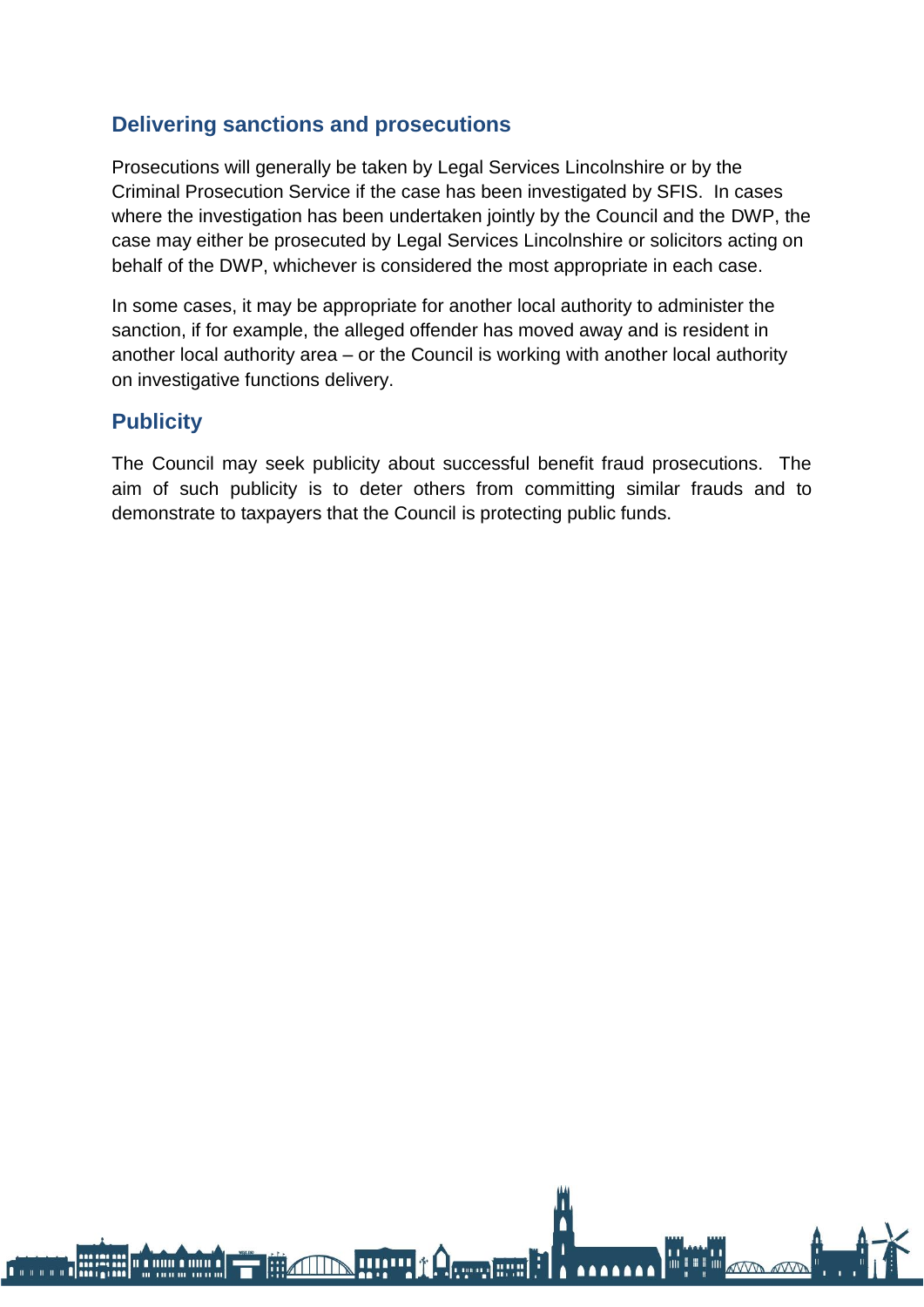## Delivering sanctions and prosecutions

Prosecutions will generally be taken by Legal Services Lincolnshire or by the Criminal Prosecution Service if the case has been investigated by SFIS. In cases where the investigation has been undertaken jointly by the Council and the DWP, the case may either be prosecuted by Legal Services Lincolnshire or solicitors acting on behalf of the DWP, whichever is considered the most appropriate in each case.

In some cases, it may be appropriate for another local authority to administer the sanction, if for example, the alleged offender has moved away and is resident in another local authority area – or the Council is working with another local authority on investigative functions delivery.

## Publicity

The Council may seek publicity about successful benefit fraud prosecutions. The aim of such publicity is to deter others from committing similar frauds and to demonstrate to taxpayers that the Council is protecting public funds.